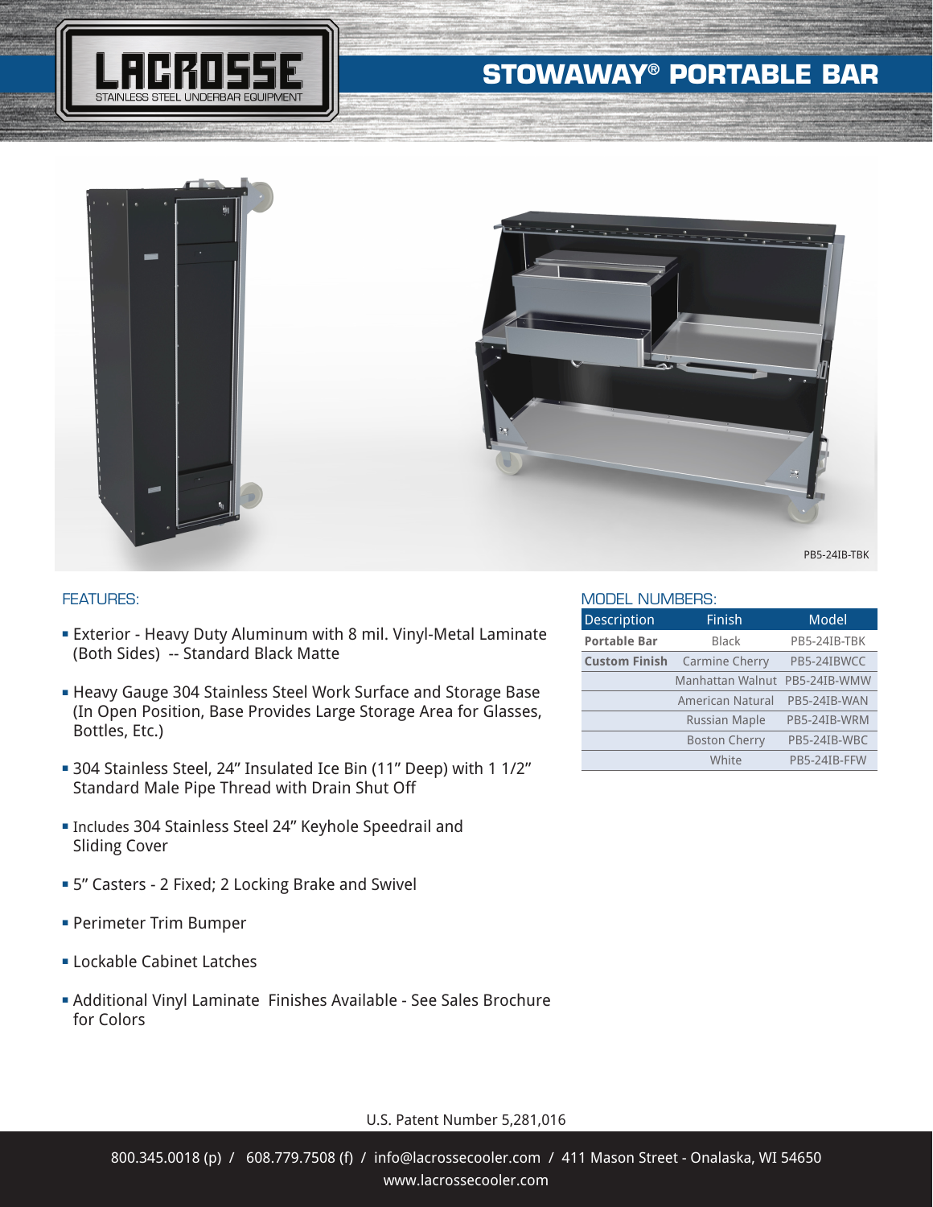LACROSSE
STAINLESS STEEL UNDERBAR EQUIPMENT

# STOWAWAY® PORTABLE BAR

PB5-24IB-TBK

## FEATURES:

- Exterior - Heavy Duty Aluminum with 8 mil. Vinyl-Metal Laminate (Both Sides) -- Standard Black Matte
- Heavy Gauge 304 Stainless Steel Work Surface and Storage Base (In Open Position, Base Provides Large Storage Area for Glasses, Bottles, Etc.)
- 304 Stainless Steel, 24" Insulated Ice Bin (11" Deep) with 1 1/2" Standard Male Pipe Thread with Drain Shut Off
- Includes 304 Stainless Steel 24" Keyhole Speedrail and Sliding Cover
- 5" Casters - 2 Fixed; 2 Locking Brake and Swivel
- Perimeter Trim Bumper
- Lockable Cabinet Latches
- Additional Vinyl Laminate Finishes Available - See Sales Brochure for Colors

## MODEL NUMBERS:

| Description | Finish | Model |
|---|---|---|
| **Portable Bar** | Black | PB5-24IB-TBK |
| **Custom Finish** | Carmine Cherry | PB5-24IBWCC |
| | Manhattan Walnut | PB5-24IB-WMW |
| | American Natural | PB5-24IB-WAN |
| | Russian Maple | PB5-24IB-WRM |
| | Boston Cherry | PB5-24IB-WBC |
| | White | PB5-24IB-FFW |

U.S. Patent Number 5,281,016

800.345.0018 (p) / 608.779.7508 (f) / info@lacrossecooler.com / 411 Mason Street - Onalaska, WI 54650
www.lacrossecooler.com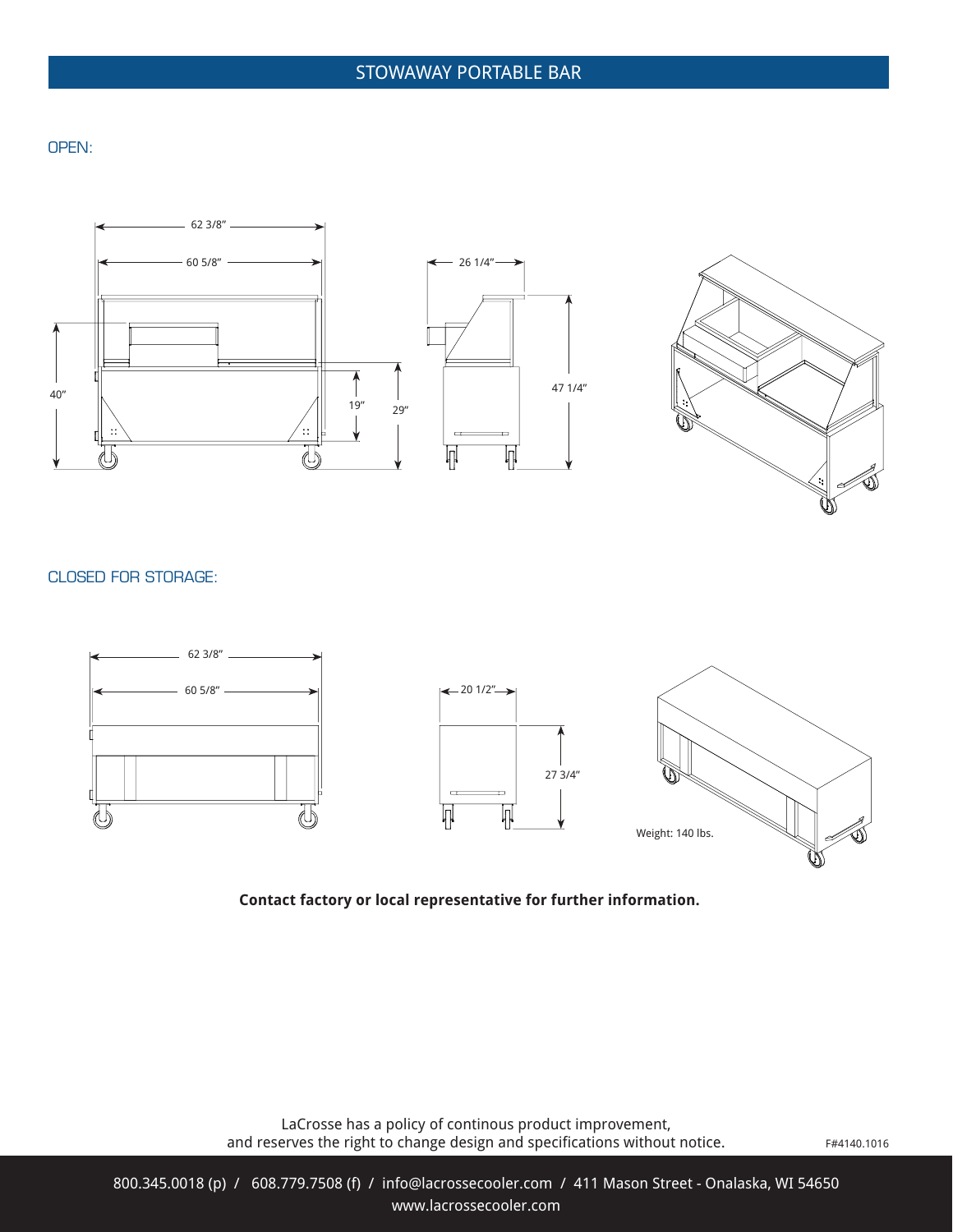# STOWAWAY PORTABLE BAR

## OPEN:

62 3/8"

60 5/8"

40"

19"

29"

26 1/4"

47 1/4"

## CLOSED FOR STORAGE:

62 3/8"

60 5/8"

20 1/2"

27 3/4"

Weight: 140 lbs.

**Contact factory or local representative for further information.**

LaCrosse has a policy of continous product improvement,
and reserves the right to change design and specifications without notice.

F#4140.1016

800.345.0018 (p) / 608.779.7508 (f) / info@lacrossecooler.com / 411 Mason Street - Onalaska, WI 54650
www.lacrossecooler.com